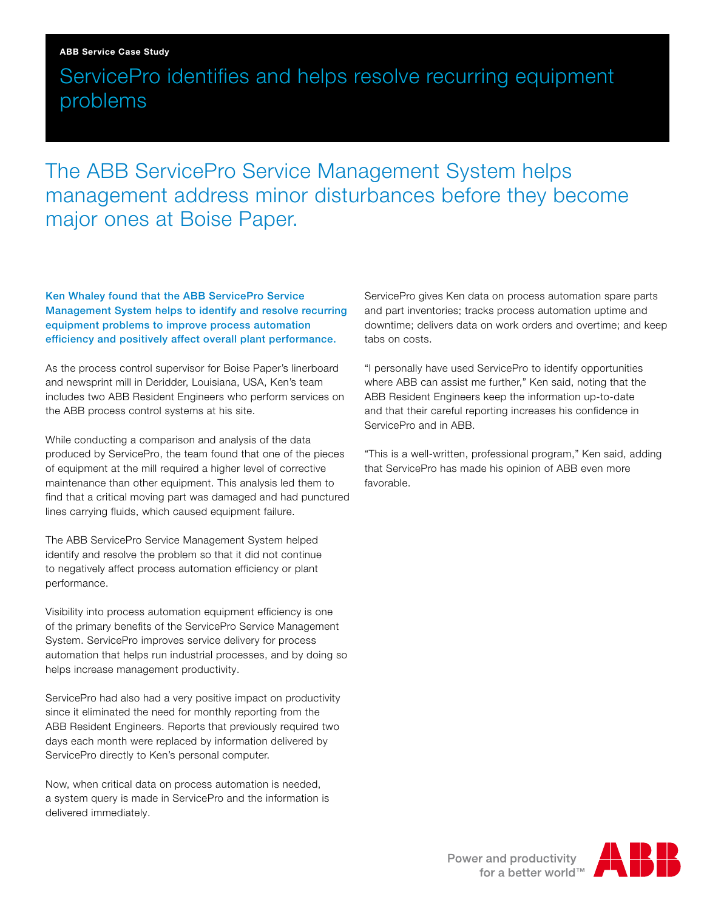**ABB Service Case Study**

# ServicePro identifies and helps resolve recurring equipment problems

## The ABB ServicePro Service Management System helps management address minor disturbances before they become major ones at Boise Paper.

**Ken Whaley found that the ABB ServicePro Service Management System helps to identify and resolve recurring equipment problems to improve process automation efficiency and positively affect overall plant performance.**

As the process control supervisor for Boise Paper's linerboard and newsprint mill in Deridder, Louisiana, USA, Ken's team includes two ABB Resident Engineers who perform services on the ABB process control systems at his site.

While conducting a comparison and analysis of the data produced by ServicePro, the team found that one of the pieces of equipment at the mill required a higher level of corrective maintenance than other equipment. This analysis led them to find that a critical moving part was damaged and had punctured lines carrying fluids, which caused equipment failure.

The ABB ServicePro Service Management System helped identify and resolve the problem so that it did not continue to negatively affect process automation efficiency or plant performance.

Visibility into process automation equipment efficiency is one of the primary benefits of the ServicePro Service Management System. ServicePro improves service delivery for process automation that helps run industrial processes, and by doing so helps increase management productivity.

ServicePro had also had a very positive impact on productivity since it eliminated the need for monthly reporting from the ABB Resident Engineers. Reports that previously required two days each month were replaced by information delivered by ServicePro directly to Ken's personal computer.

Now, when critical data on process automation is needed, a system query is made in ServicePro and the information is delivered immediately.

ServicePro gives Ken data on process automation spare parts and part inventories; tracks process automation uptime and downtime; delivers data on work orders and overtime; and keep tabs on costs.

"I personally have used ServicePro to identify opportunities where ABB can assist me further," Ken said, noting that the ABB Resident Engineers keep the information up-to-date and that their careful reporting increases his confidence in ServicePro and in ABB.

"This is a well-written, professional program," Ken said, adding that ServicePro has made his opinion of ABB even more favorable.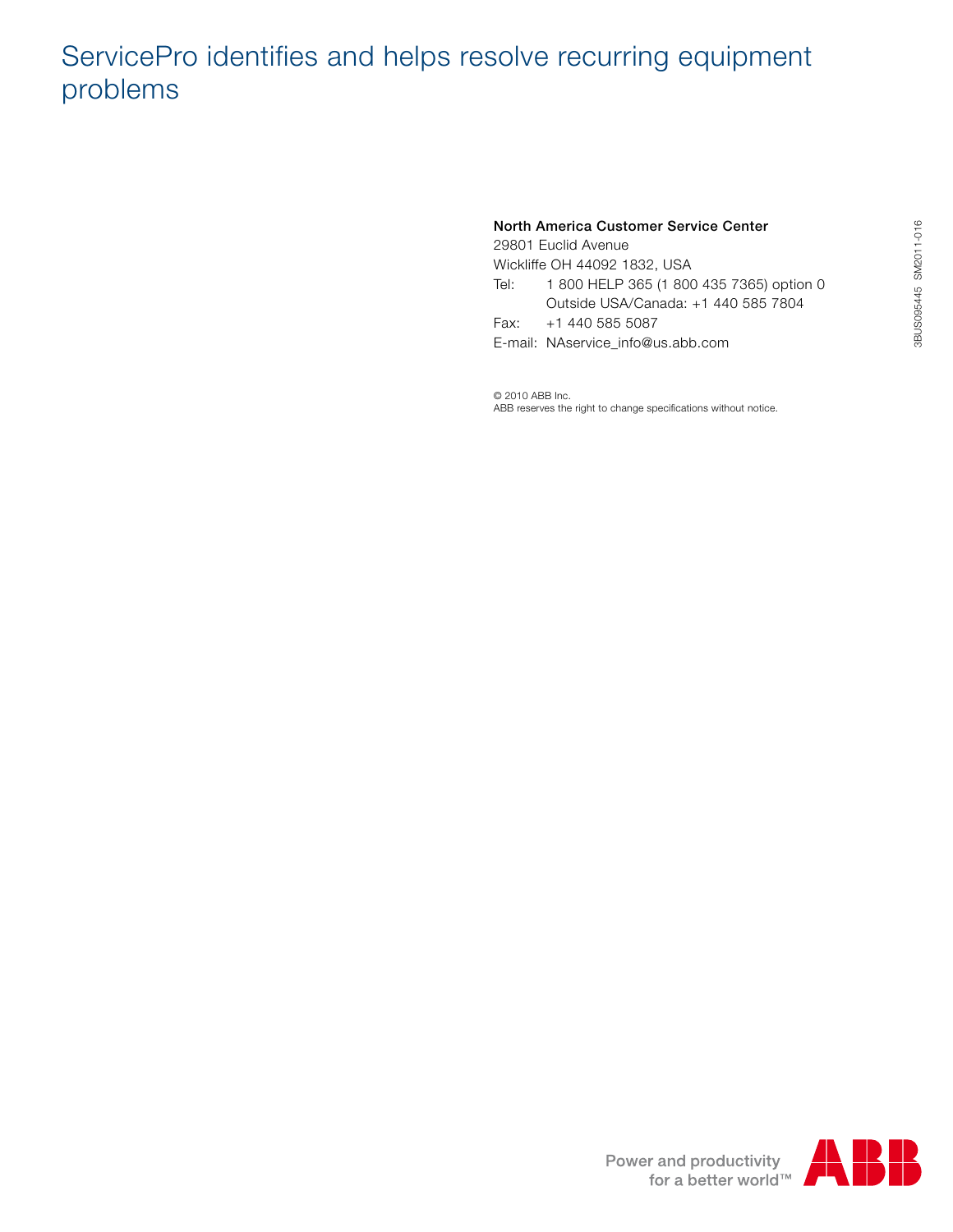# ServicePro identifies and helps resolve recurring equipment problems

**North America Customer Service Center**
29801 Euclid Avenue
Wickliffe OH 44092 1832, USA
Tel: 1 800 HELP 365 (1 800 435 7365) option 0
Outside USA/Canada: +1 440 585 7804
Fax: +1 440 585 5087
E-mail: NAservice_info@us.abb.com

© 2010 ABB Inc.
ABB reserves the right to change specifications without notice.

3BUS095445 SM2011-016

Power and productivity
for a better world™